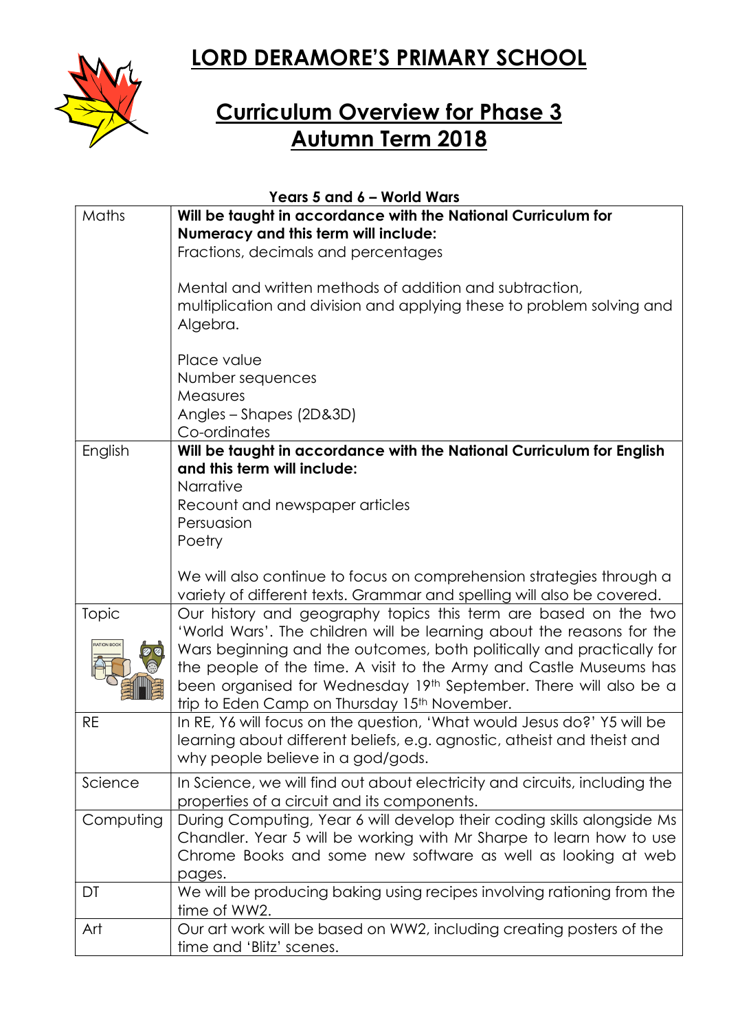# LORD DERAMORE'S PRIMARY SCHOOL

## Curriculum Overview for Phase 3
## Autumn Term 2018

**Years 5 and 6 – World Wars**

| | |
|---|---|
| Maths | **Will be taught in accordance with the National Curriculum for Numeracy and this term will include:**<br>Fractions, decimals and percentages<br><br>Mental and written methods of addition and subtraction, multiplication and division and applying these to problem solving and Algebra.<br><br>Place value<br>Number sequences<br>Measures<br>Angles – Shapes (2D&3D)<br>Co-ordinates |
| English | **Will be taught in accordance with the National Curriculum for English and this term will include:**<br>Narrative<br>Recount and newspaper articles<br>Persuasion<br>Poetry<br><br>We will also continue to focus on comprehension strategies through a variety of different texts. Grammar and spelling will also be covered. |
| Topic | Our history and geography topics this term are based on the two 'World Wars'. The children will be learning about the reasons for the Wars beginning and the outcomes, both politically and practically for the people of the time. A visit to the Army and Castle Museums has been organised for Wednesday 19th September. There will also be a trip to Eden Camp on Thursday 15th November. |
| RE | In RE, Y6 will focus on the question, 'What would Jesus do?' Y5 will be learning about different beliefs, e.g. agnostic, atheist and theist and why people believe in a god/gods. |
| Science | In Science, we will find out about electricity and circuits, including the properties of a circuit and its components. |
| Computing | During Computing, Year 6 will develop their coding skills alongside Ms Chandler. Year 5 will be working with Mr Sharpe to learn how to use Chrome Books and some new software as well as looking at web pages. |
| DT | We will be producing baking using recipes involving rationing from the time of WW2. |
| Art | Our art work will be based on WW2, including creating posters of the time and 'Blitz' scenes. |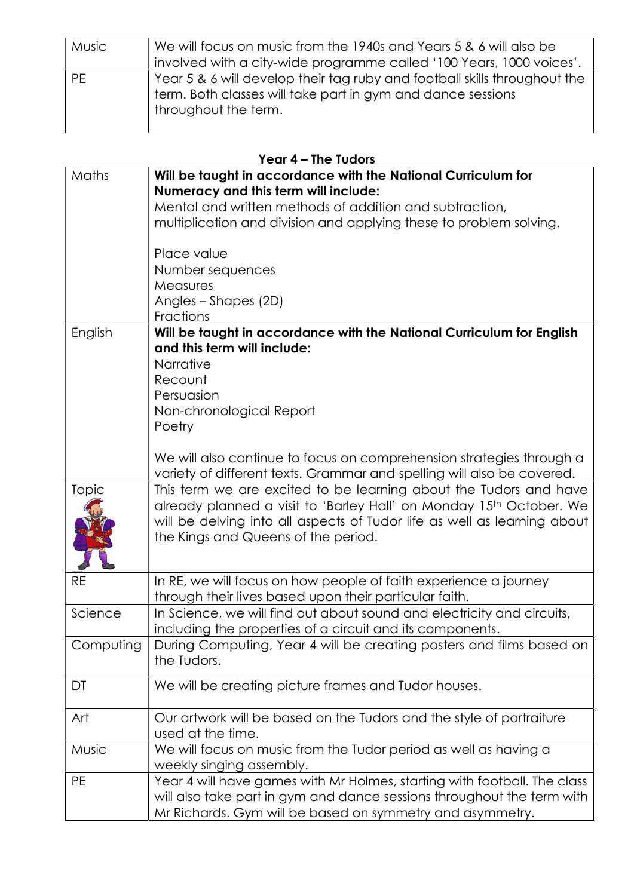| | |
|---|---|
| Music | We will focus on music from the 1940s and Years 5 & 6 will also be involved with a city-wide programme called '100 Years, 1000 voices'. |
| PE | Year 5 & 6 will develop their tag ruby and football skills throughout the term. Both classes will take part in gym and dance sessions throughout the term. |

**Year 4 – The Tudors**

| | |
|---|---|
| Maths | **Will be taught in accordance with the National Curriculum for Numeracy and this term will include:**<br>Mental and written methods of addition and subtraction, multiplication and division and applying these to problem solving.<br><br>Place value<br>Number sequences<br>Measures<br>Angles – Shapes (2D)<br>Fractions |
| English | **Will be taught in accordance with the National Curriculum for English and this term will include:**<br>Narrative<br>Recount<br>Persuasion<br>Non-chronological Report<br>Poetry<br><br>We will also continue to focus on comprehension strategies through a variety of different texts. Grammar and spelling will also be covered. |
| Topic | This term we are excited to be learning about the Tudors and have already planned a visit to 'Barley Hall' on Monday 15th October. We will be delving into all aspects of Tudor life as well as learning about the Kings and Queens of the period. |
| RE | In RE, we will focus on how people of faith experience a journey through their lives based upon their particular faith. |
| Science | In Science, we will find out about sound and electricity and circuits, including the properties of a circuit and its components. |
| Computing | During Computing, Year 4 will be creating posters and films based on the Tudors. |
| DT | We will be creating picture frames and Tudor houses. |
| Art | Our artwork will be based on the Tudors and the style of portraiture used at the time. |
| Music | We will focus on music from the Tudor period as well as having a weekly singing assembly. |
| PE | Year 4 will have games with Mr Holmes, starting with football. The class will also take part in gym and dance sessions throughout the term with Mr Richards. Gym will be based on symmetry and asymmetry. |